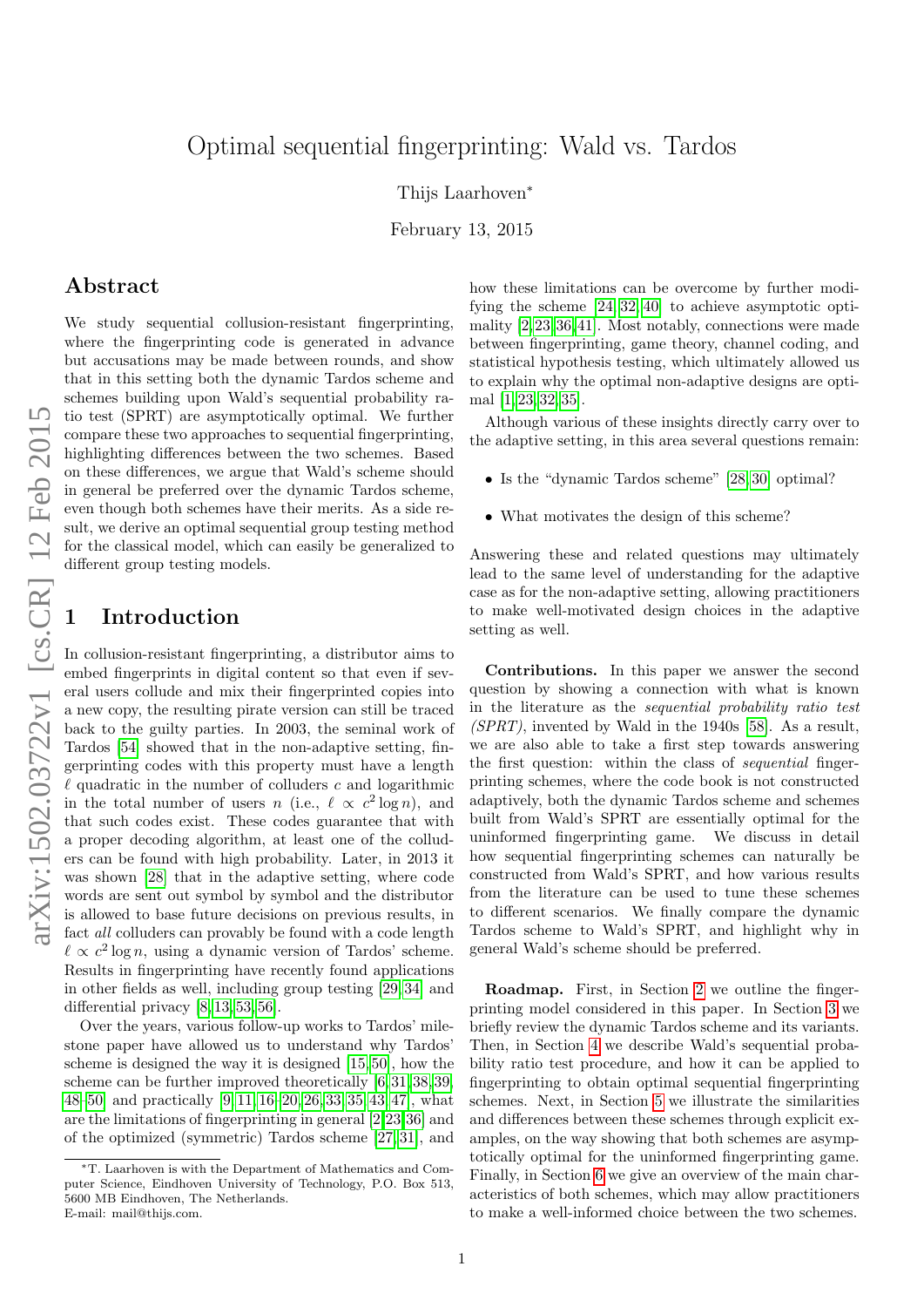# Optimal sequential fingerprinting: Wald vs. Tardos

Thijs Laarhoven*

February 13, 2015

## Abstract

We study sequential collusion-resistant fingerprinting, where the fingerprinting code is generated in advance but accusations may be made between rounds, and show that in this setting both the dynamic Tardos scheme and schemes building upon Wald's sequential probability ratio test (SPRT) are asymptotically optimal. We further compare these two approaches to sequential fingerprinting, highlighting differences between the two schemes. Based on these differences, we argue that Wald's scheme should in general be preferred over the dynamic Tardos scheme, even though both schemes have their merits. As a side result, we derive an optimal sequential group testing method for the classical model, which can easily be generalized to different group testing models.

## 1 Introduction

In collusion-resistant fingerprinting, a distributor aims to embed fingerprints in digital content so that even if several users collude and mix their fingerprinted copies into a new copy, the resulting pirate version can still be traced back to the guilty parties. In 2003, the seminal work of Tardos [54] showed that in the non-adaptive setting, fingerprinting codes with this property must have a length $\ell$ quadratic in the number of colluders $c$ and logarithmic in the total number of users $n$ (i.e., $\ell \propto c^2 \log n$), and that such codes exist. These codes guarantee that with a proper decoding algorithm, at least one of the colluders can be found with high probability. Later, in 2013 it was shown [28] that in the adaptive setting, where code words are sent out symbol by symbol and the distributor is allowed to base future decisions on previous results, in fact *all* colluders can provably be found with a code length $\ell \propto c^2 \log n$, using a dynamic version of Tardos' scheme. Results in fingerprinting have recently found applications in other fields as well, including group testing [29, 34] and differential privacy [8, 13, 53, 56].

Over the years, various follow-up works to Tardos' milestone paper have allowed us to understand why Tardos' scheme is designed the way it is designed [15, 50], how the scheme can be further improved theoretically [6, 31, 38, 39, 48–50] and practically [9, 11, 16–20, 26, 33, 35, 43, 47], what are the limitations of fingerprinting in general [2, 23, 36] and of the optimized (symmetric) Tardos scheme [27, 31], and how these limitations can be overcome by further modifying the scheme [24, 32, 40] to achieve asymptotic optimality [2, 23, 36, 41]. Most notably, connections were made between fingerprinting, game theory, channel coding, and statistical hypothesis testing, which ultimately allowed us to explain why the optimal non-adaptive designs are optimal [1, 23, 32, 35].

Although various of these insights directly carry over to the adaptive setting, in this area several questions remain:

- Is the "dynamic Tardos scheme" [28, 30] optimal?
- What motivates the design of this scheme?

Answering these and related questions may ultimately lead to the same level of understanding for the adaptive case as for the non-adaptive setting, allowing practitioners to make well-motivated design choices in the adaptive setting as well.

**Contributions.** In this paper we answer the second question by showing a connection with what is known in the literature as the *sequential probability ratio test (SPRT)*, invented by Wald in the 1940s [58]. As a result, we are also able to take a first step towards answering the first question: within the class of *sequential* fingerprinting schemes, where the code book is not constructed adaptively, both the dynamic Tardos scheme and schemes built from Wald's SPRT are essentially optimal for the uninformed fingerprinting game. We discuss in detail how sequential fingerprinting schemes can naturally be constructed from Wald's SPRT, and how various results from the literature can be used to tune these schemes to different scenarios. We finally compare the dynamic Tardos scheme to Wald's SPRT, and highlight why in general Wald's scheme should be preferred.

**Roadmap.** First, in Section 2 we outline the fingerprinting model considered in this paper. In Section 3 we briefly review the dynamic Tardos scheme and its variants. Then, in Section 4 we describe Wald's sequential probability ratio test procedure, and how it can be applied to fingerprinting to obtain optimal sequential fingerprinting schemes. Next, in Section 5 we illustrate the similarities and differences between these schemes through explicit examples, on the way showing that both schemes are asymptotically optimal for the uninformed fingerprinting game. Finally, in Section 6 we give an overview of the main characteristics of both schemes, which may allow practitioners to make a well-informed choice between the two schemes.

---

*T. Laarhoven is with the Department of Mathematics and Computer Science, Eindhoven University of Technology, P.O. Box 513, 5600 MB Eindhoven, The Netherlands. E-mail: mail@thijs.com.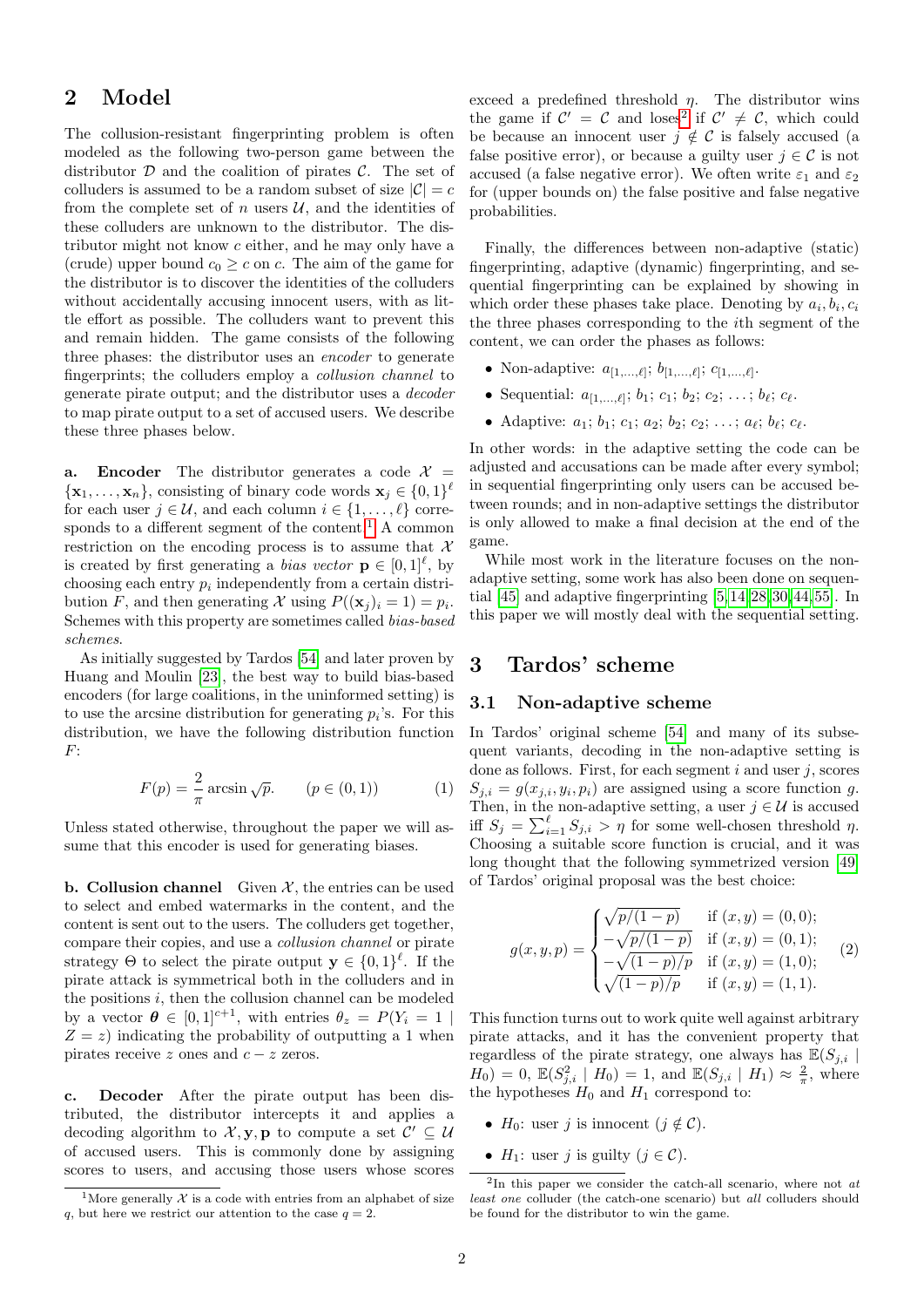## 2 Model

The collusion-resistant fingerprinting problem is often modeled as the following two-person game between the distributor $\mathcal{D}$ and the coalition of pirates $\mathcal{C}$. The set of colluders is assumed to be a random subset of size $|\mathcal{C}| = c$ from the complete set of $n$ users $\mathcal{U}$, and the identities of these colluders are unknown to the distributor. The distributor might not know $c$ either, and he may only have a (crude) upper bound $c_0 \geq c$ on $c$. The aim of the game for the distributor is to discover the identities of the colluders without accidentally accusing innocent users, with as little effort as possible. The colluders want to prevent this and remain hidden. The game consists of the following three phases: the distributor uses an *encoder* to generate fingerprints; the colluders employ a *collusion channel* to generate pirate output; and the distributor uses a *decoder* to map pirate output to a set of accused users. We describe these three phases below.

**a. Encoder** The distributor generates a code $\mathcal{X} = \{\mathbf{x}_1, \ldots, \mathbf{x}_n\}$, consisting of binary code words $\mathbf{x}_j \in \{0,1\}^\ell$ for each user $j \in \mathcal{U}$, and each column $i \in \{1, \ldots, \ell\}$ corresponds to a different segment of the content.[1] A common restriction on the encoding process is to assume that $\mathcal{X}$ is created by first generating a *bias vector* $\mathbf{p} \in [0,1]^\ell$, by choosing each entry $p_i$ independently from a certain distribution $F$, and then generating $\mathcal{X}$ using $P((\mathbf{x}_j)_i = 1) = p_i$. Schemes with this property are sometimes called *bias-based schemes*.

As initially suggested by Tardos [54] and later proven by Huang and Moulin [23], the best way to build bias-based encoders (for large coalitions, in the uninformed setting) is to use the arcsine distribution for generating $p_i$'s. For this distribution, we have the following distribution function $F$:

$$F(p) = \frac{2}{\pi} \arcsin \sqrt{p}. \qquad (p \in (0,1)) \tag{1}$$

Unless stated otherwise, throughout the paper we will assume that this encoder is used for generating biases.

**b. Collusion channel** Given $\mathcal{X}$, the entries can be used to select and embed watermarks in the content, and the content is sent out to the users. The colluders get together, compare their copies, and use a *collusion channel* or pirate strategy $\Theta$ to select the pirate output $\mathbf{y} \in \{0,1\}^\ell$. If the pirate attack is symmetrical both in the colluders and in the positions $i$, then the collusion channel can be modeled by a vector $\boldsymbol{\theta} \in [0,1]^{c+1}$, with entries $\theta_z = P(Y_i = 1 \mid Z = z)$ indicating the probability of outputting a 1 when pirates receive $z$ ones and $c - z$ zeros.

**c. Decoder** After the pirate output has been distributed, the distributor intercepts it and applies a decoding algorithm to $\mathcal{X}, \mathbf{y}, \mathbf{p}$ to compute a set $\mathcal{C}' \subseteq \mathcal{U}$ of accused users. This is commonly done by assigning scores to users, and accusing those users whose scores exceed a predefined threshold $\eta$. The distributor wins the game if $\mathcal{C}' = \mathcal{C}$ and loses[2] if $\mathcal{C}' \neq \mathcal{C}$, which could be because an innocent user $j \notin \mathcal{C}$ is falsely accused (a false positive error), or because a guilty user $j \in \mathcal{C}$ is not accused (a false negative error). We often write $\varepsilon_1$ and $\varepsilon_2$ for (upper bounds on) the false positive and false negative probabilities.

Finally, the differences between non-adaptive (static) fingerprinting, adaptive (dynamic) fingerprinting, and sequential fingerprinting can be explained by showing in which order these phases take place. Denoting by $a_i, b_i, c_i$ the three phases corresponding to the $i$th segment of the content, we can order the phases as follows:

- Non-adaptive: $a_{[1,\ldots,\ell]}$; $b_{[1,\ldots,\ell]}$; $c_{[1,\ldots,\ell]}$.
- Sequential: $a_{[1,\ldots,\ell]}$; $b_1$; $c_1$; $b_2$; $c_2$; $\ldots$; $b_\ell$; $c_\ell$.
- Adaptive: $a_1$; $b_1$; $c_1$; $a_2$; $b_2$; $c_2$; $\ldots$; $a_\ell$; $b_\ell$; $c_\ell$.

In other words: in the adaptive setting the code can be adjusted and accusations can be made after every symbol; in sequential fingerprinting only users can be accused between rounds; and in non-adaptive settings the distributor is only allowed to make a final decision at the end of the game.

While most work in the literature focuses on the non-adaptive setting, some work has also been done on sequential [45] and adaptive fingerprinting [5,14,28,30,44,55]. In this paper we will mostly deal with the sequential setting.

## 3 Tardos' scheme

### 3.1 Non-adaptive scheme

In Tardos' original scheme [54] and many of its subsequent variants, decoding in the non-adaptive setting is done as follows. First, for each segment $i$ and user $j$, scores $S_{j,i} = g(x_{j,i}, y_i, p_i)$ are assigned using a score function $g$. Then, in the non-adaptive setting, a user $j \in \mathcal{U}$ is accused iff $S_j = \sum_{i=1}^{\ell} S_{j,i} > \eta$ for some well-chosen threshold $\eta$. Choosing a suitable score function is crucial, and it was long thought that the following symmetrized version [49] of Tardos' original proposal was the best choice:

$$g(x,y,p) = \begin{cases} \sqrt{p/(1-p)} & \text{if } (x,y) = (0,0); \\ -\sqrt{p/(1-p)} & \text{if } (x,y) = (0,1); \\ -\sqrt{(1-p)/p} & \text{if } (x,y) = (1,0); \\ \sqrt{(1-p)/p} & \text{if } (x,y) = (1,1). \end{cases} \tag{2}$$

This function turns out to work quite well against arbitrary pirate attacks, and it has the convenient property that regardless of the pirate strategy, one always has $\mathbb{E}(S_{j,i} \mid H_0) = 0$, $\mathbb{E}(S_{j,i}^2 \mid H_0) = 1$, and $\mathbb{E}(S_{j,i} \mid H_1) \approx \frac{2}{\pi}$, where the hypotheses $H_0$ and $H_1$ correspond to:

- $H_0$: user $j$ is innocent ($j \notin \mathcal{C}$).
- $H_1$: user $j$ is guilty ($j \in \mathcal{C}$).

[1] More generally $\mathcal{X}$ is a code with entries from an alphabet of size $q$, but here we restrict our attention to the case $q = 2$.

[2] In this paper we consider the catch-all scenario, where not *at least one* colluder (the catch-one scenario) but *all* colluders should be found for the distributor to win the game.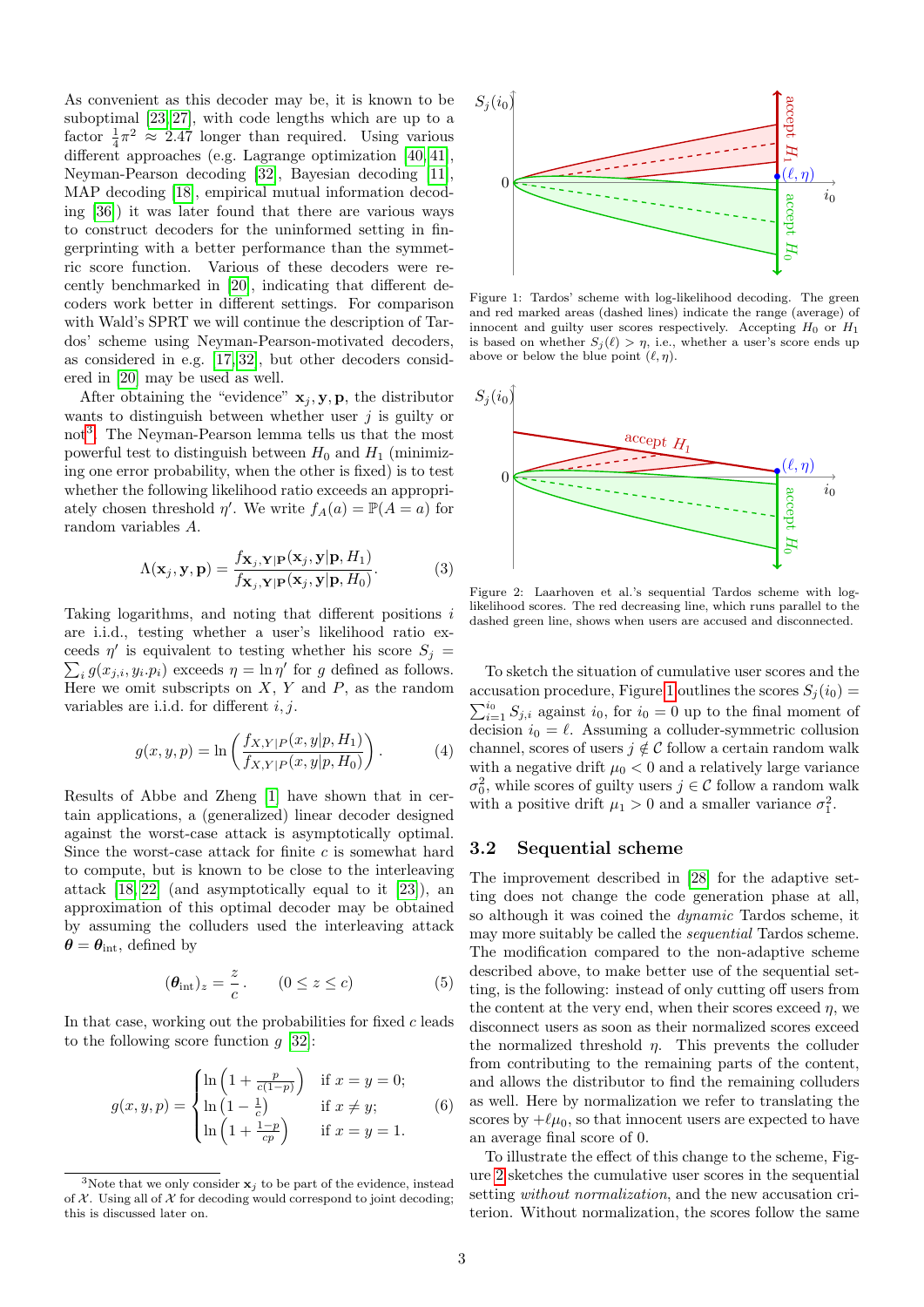As convenient as this decoder may be, it is known to be suboptimal [23,27], with code lengths which are up to a factor $\frac{1}{4}\pi^2 \approx 2.47$ longer than required. Using various different approaches (e.g. Lagrange optimization [40,41], Neyman-Pearson decoding [32], Bayesian decoding [11], MAP decoding [18], empirical mutual information decoding [36]) it was later found that there are various ways to construct decoders for the uninformed setting in fingerprinting with a better performance than the symmetric score function. Various of these decoders were recently benchmarked in [20], indicating that different decoders work better in different settings. For comparison with Wald's SPRT we will continue the description of Tardos' scheme using Neyman-Pearson-motivated decoders, as considered in e.g. [17,32], but other decoders considered in [20] may be used as well.

After obtaining the "evidence" $\mathbf{x}_j, \mathbf{y}, \mathbf{p}$, the distributor wants to distinguish between whether user $j$ is guilty or not[3]. The Neyman-Pearson lemma tells us that the most powerful test to distinguish between $H_0$ and $H_1$ (minimizing one error probability, when the other is fixed) is to test whether the following likelihood ratio exceeds an appropriately chosen threshold $\eta'$. We write $f_A(a) = \mathbb{P}(A = a)$ for random variables $A$.

$$\Lambda(\mathbf{x}_j, \mathbf{y}, \mathbf{p}) = \frac{f_{\mathbf{X}_j,\mathbf{Y}|\mathbf{P}}(\mathbf{x}_j, \mathbf{y}|\mathbf{p}, H_1)}{f_{\mathbf{X}_j,\mathbf{Y}|\mathbf{P}}(\mathbf{x}_j, \mathbf{y}|\mathbf{p}, H_0)}. \tag{3}$$

Taking logarithms, and noting that different positions $i$ are i.i.d., testing whether a user's likelihood ratio exceeds $\eta'$ is equivalent to testing whether his score $S_j = \sum_i g(x_{j,i}, y_i.p_i)$ exceeds $\eta = \ln \eta'$ for $g$ defined as follows. Here we omit subscripts on $X$, $Y$ and $P$, as the random variables are i.i.d. for different $i, j$.

$$g(x, y, p) = \ln\left(\frac{f_{X,Y|P}(x, y|p, H_1)}{f_{X,Y|P}(x, y|p, H_0)}\right). \tag{4}$$

Results of Abbe and Zheng [1] have shown that in certain applications, a (generalized) linear decoder designed against the worst-case attack is asymptotically optimal. Since the worst-case attack for finite $c$ is somewhat hard to compute, but is known to be close to the interleaving attack [18,22] (and asymptotically equal to it [23]), an approximation of this optimal decoder may be obtained by assuming the colluders used the interleaving attack $\boldsymbol{\theta} = \boldsymbol{\theta}_{\text{int}}$, defined by

$$(\boldsymbol{\theta}_{\text{int}})_z = \frac{z}{c}. \qquad (0 \le z \le c) \tag{5}$$

In that case, working out the probabilities for fixed $c$ leads to the following score function $g$ [32]:

$$g(x, y, p) = \begin{cases} \ln\left(1 + \frac{p}{c(1-p)}\right) & \text{if } x = y = 0; \\ \ln\left(1 - \frac{1}{c}\right) & \text{if } x \ne y; \\ \ln\left(1 + \frac{1-p}{cp}\right) & \text{if } x = y = 1. \end{cases} \tag{6}$$

[3] Note that we only consider $\mathbf{x}_j$ to be part of the evidence, instead of $\mathcal{X}$. Using all of $\mathcal{X}$ for decoding would correspond to joint decoding; this is discussed later on.

Figure 1: Tardos' scheme with log-likelihood decoding. The green and red marked areas (dashed lines) indicate the range (average) of innocent and guilty user scores respectively. Accepting $H_0$ or $H_1$ is based on whether $S_j(\ell) > \eta$, i.e., whether a user's score ends up above or below the blue point $(\ell, \eta)$.

Figure 2: Laarhoven et al.'s sequential Tardos scheme with log-likelihood scores. The red decreasing line, which runs parallel to the dashed green line, shows when users are accused and disconnected.

To sketch the situation of cumulative user scores and the accusation procedure, Figure 1 outlines the scores $S_j(i_0) = \sum_{i=1}^{i_0} S_{j,i}$ against $i_0$, for $i_0 = 0$ up to the final moment of decision $i_0 = \ell$. Assuming a colluder-symmetric collusion channel, scores of users $j \notin \mathcal{C}$ follow a certain random walk with a negative drift $\mu_0 < 0$ and a relatively large variance $\sigma_0^2$, while scores of guilty users $j \in \mathcal{C}$ follow a random walk with a positive drift $\mu_1 > 0$ and a smaller variance $\sigma_1^2$.

### 3.2 Sequential scheme

The improvement described in [28] for the adaptive setting does not change the code generation phase at all, so although it was coined the *dynamic* Tardos scheme, it may more suitably be called the *sequential* Tardos scheme. The modification compared to the non-adaptive scheme described above, to make better use of the sequential setting, is the following: instead of only cutting off users from the content at the very end, when their scores exceed $\eta$, we disconnect users as soon as their normalized scores exceed the normalized threshold $\eta$. This prevents the colluder from contributing to the remaining parts of the content, and allows the distributor to find the remaining colluders as well. Here by normalization we refer to translating the scores by $+\ell\mu_0$, so that innocent users are expected to have an average final score of 0.

To illustrate the effect of this change to the scheme, Figure 2 sketches the cumulative user scores in the sequential setting *without normalization*, and the new accusation criterion. Without normalization, the scores follow the same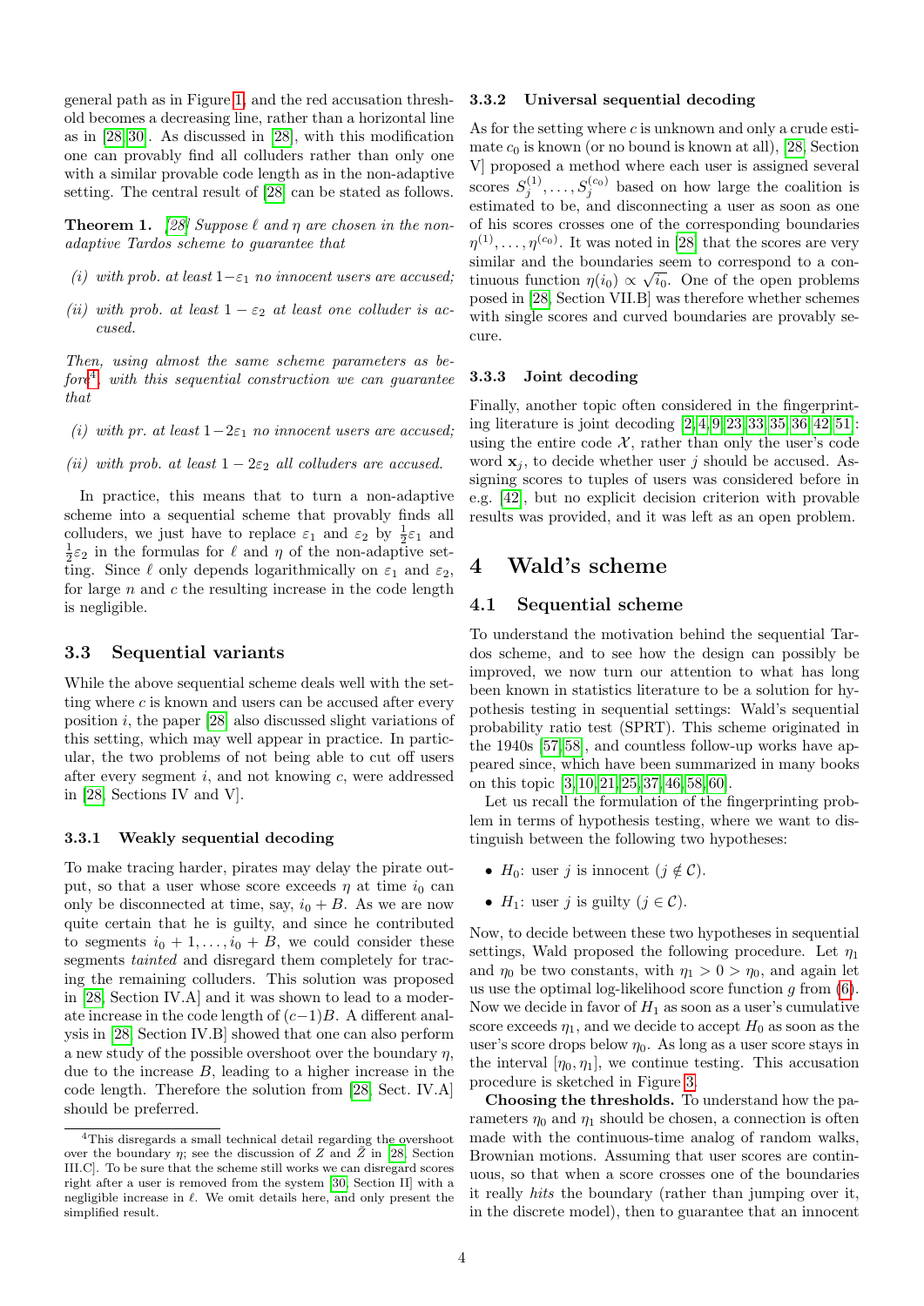general path as in Figure 1, and the red accusation threshold becomes a decreasing line, rather than a horizontal line as in [28, 30]. As discussed in [28], with this modification one can provably find all colluders rather than only one with a similar provable code length as in the non-adaptive setting. The central result of [28] can be stated as follows.

**Theorem 1.** *[28] Suppose $\ell$ and $\eta$ are chosen in the non-adaptive Tardos scheme to guarantee that*

- *(i) with prob. at least $1-\varepsilon_1$ no innocent users are accused;*
- *(ii) with prob. at least $1-\varepsilon_2$ at least one colluder is accused.*

*Then, using almost the same scheme parameters as before[4], with this sequential construction we can guarantee that*

- *(i) with pr. at least $1-2\varepsilon_1$ no innocent users are accused;*
- *(ii) with prob. at least $1-2\varepsilon_2$ all colluders are accused.*

In practice, this means that to turn a non-adaptive scheme into a sequential scheme that provably finds all colluders, we just have to replace $\varepsilon_1$ and $\varepsilon_2$ by $\frac{1}{2}\varepsilon_1$ and $\frac{1}{2}\varepsilon_2$ in the formulas for $\ell$ and $\eta$ of the non-adaptive setting. Since $\ell$ only depends logarithmically on $\varepsilon_1$ and $\varepsilon_2$, for large $n$ and $c$ the resulting increase in the code length is negligible.

### 3.3 Sequential variants

While the above sequential scheme deals well with the setting where $c$ is known and users can be accused after every position $i$, the paper [28] also discussed slight variations of this setting, which may well appear in practice. In particular, the two problems of not being able to cut off users after every segment $i$, and not knowing $c$, were addressed in [28, Sections IV and V].

#### 3.3.1 Weakly sequential decoding

To make tracing harder, pirates may delay the pirate output, so that a user whose score exceeds $\eta$ at time $i_0$ can only be disconnected at time, say, $i_0 + B$. As we are now quite certain that he is guilty, and since he contributed to segments $i_0+1, \ldots, i_0+B$, we could consider these segments *tainted* and disregard them completely for tracing the remaining colluders. This solution was proposed in [28, Section IV.A] and it was shown to lead to a moderate increase in the code length of $(c-1)B$. A different analysis in [28, Section IV.B] showed that one can also perform a new study of the possible overshoot over the boundary $\eta$, due to the increase $B$, leading to a higher increase in the code length. Therefore the solution from [28, Sect. IV.A] should be preferred.

[4] This disregards a small technical detail regarding the overshoot over the boundary $\eta$; see the discussion of $Z$ and $\tilde{Z}$ in [28, Section III.C]. To be sure that the scheme still works we can disregard scores right after a user is removed from the system [30, Section II] with a negligible increase in $\ell$. We omit details here, and only present the simplified result.

#### 3.3.2 Universal sequential decoding

As for the setting where $c$ is unknown and only a crude estimate $c_0$ is known (or no bound is known at all), [28, Section V] proposed a method where each user is assigned several scores $S_j^{(1)}, \ldots, S_j^{(c_0)}$ based on how large the coalition is estimated to be, and disconnecting a user as soon as one of his scores crosses one of the corresponding boundaries $\eta^{(1)}, \ldots, \eta^{(c_0)}$. It was noted in [28] that the scores are very similar and the boundaries seem to correspond to a continuous function $\eta(i_0) \propto \sqrt{i_0}$. One of the open problems posed in [28, Section VII.B] was therefore whether schemes with single scores and curved boundaries are provably secure.

#### 3.3.3 Joint decoding

Finally, another topic often considered in the fingerprinting literature is joint decoding [2, 4, 9, 23, 33, 35, 36, 42, 51]: using the entire code $\mathcal{X}$, rather than only the user's code word $\mathbf{x}_j$, to decide whether user $j$ should be accused. Assigning scores to tuples of users was considered before in e.g. [42], but no explicit decision criterion with provable results was provided, and it was left as an open problem.

## 4 Wald's scheme

### 4.1 Sequential scheme

To understand the motivation behind the sequential Tardos scheme, and to see how the design can possibly be improved, we now turn our attention to what has long been known in statistics literature to be a solution for hypothesis testing in sequential settings: Wald's sequential probability ratio test (SPRT). This scheme originated in the 1940s [57, 58], and countless follow-up works have appeared since, which have been summarized in many books on this topic [3, 10, 21, 25, 37, 46, 58, 60].

Let us recall the formulation of the fingerprinting problem in terms of hypothesis testing, where we want to distinguish between the following two hypotheses:

- $H_0$: user $j$ is innocent ($j \notin \mathcal{C}$).
- $H_1$: user $j$ is guilty ($j \in \mathcal{C}$).

Now, to decide between these two hypotheses in sequential settings, Wald proposed the following procedure. Let $\eta_1$ and $\eta_0$ be two constants, with $\eta_1 > 0 > \eta_0$, and again let us use the optimal log-likelihood score function $g$ from (6). Now we decide in favor of $H_1$ as soon as a user's cumulative score exceeds $\eta_1$, and we decide to accept $H_0$ as soon as the user's score drops below $\eta_0$. As long as a user score stays in the interval $[\eta_0, \eta_1]$, we continue testing. This accusation procedure is sketched in Figure 3.

**Choosing the thresholds.** To understand how the parameters $\eta_0$ and $\eta_1$ should be chosen, a connection is often made with the continuous-time analog of random walks, Brownian motions. Assuming that user scores are continuous, so that when a score crosses one of the boundaries it really *hits* the boundary (rather than jumping over it, in the discrete model), then to guarantee that an innocent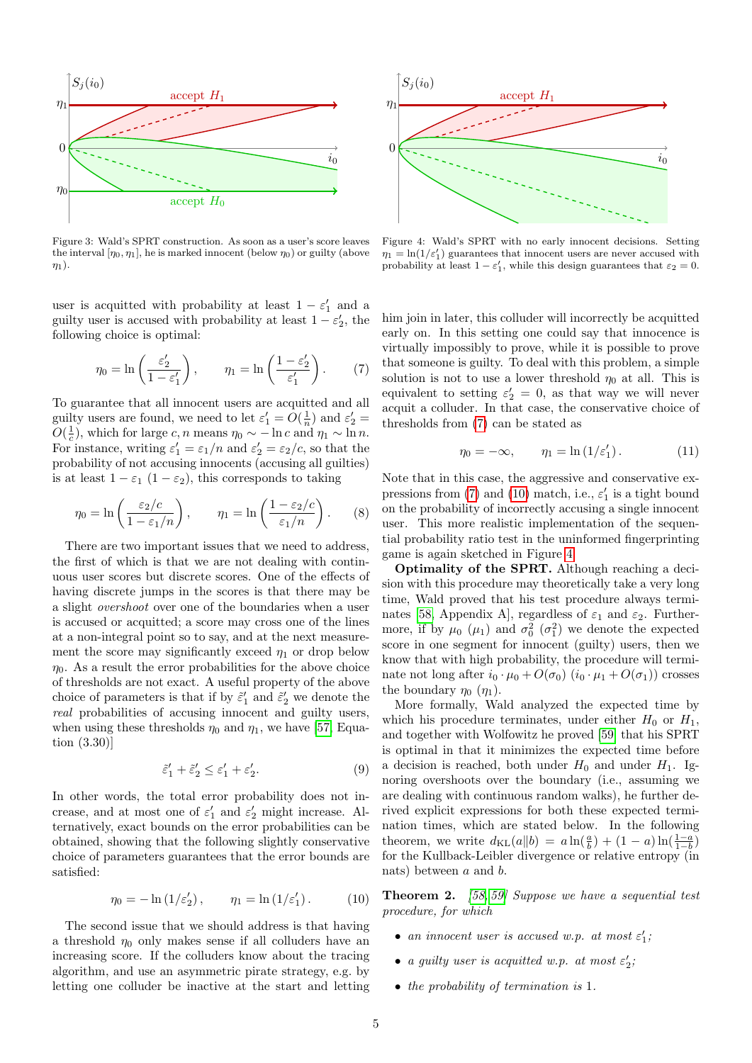Figure 3: Wald's SPRT construction. As soon as a user's score leaves the interval $[\eta_0, \eta_1]$, he is marked innocent (below $\eta_0$) or guilty (above $\eta_1$).

Figure 4: Wald's SPRT with no early innocent decisions. Setting $\eta_1 = \ln(1/\varepsilon_1')$ guarantees that innocent users are never accused with probability at least $1 - \varepsilon_1'$, while this design guarantees that $\varepsilon_2 = 0$.

user is acquitted with probability at least $1 - \varepsilon_1'$ and a guilty user is accused with probability at least $1 - \varepsilon_2'$, the following choice is optimal:

$$\eta_0 = \ln\left(\frac{\varepsilon_2'}{1 - \varepsilon_1'}\right), \qquad \eta_1 = \ln\left(\frac{1 - \varepsilon_2'}{\varepsilon_1'}\right). \tag{7}$$

To guarantee that all innocent users are acquitted and all guilty users are found, we need to let $\varepsilon_1' = O(\frac{1}{n})$ and $\varepsilon_2' = O(\frac{1}{c})$, which for large $c, n$ means $\eta_0 \sim -\ln c$ and $\eta_1 \sim \ln n$. For instance, writing $\varepsilon_1' = \varepsilon_1/n$ and $\varepsilon_2' = \varepsilon_2/c$, so that the probability of not accusing innocents (accusing all guilties) is at least $1 - \varepsilon_1$ $(1 - \varepsilon_2)$, this corresponds to taking

$$\eta_0 = \ln\left(\frac{\varepsilon_2/c}{1 - \varepsilon_1/n}\right), \qquad \eta_1 = \ln\left(\frac{1 - \varepsilon_2/c}{\varepsilon_1/n}\right). \tag{8}$$

There are two important issues that we need to address, the first of which is that we are not dealing with continuous user scores but discrete scores. One of the effects of having discrete jumps in the scores is that there may be a slight *overshoot* over one of the boundaries when a user is accused or acquitted; a score may cross one of the lines at a non-integral point so to say, and at the next measurement the score may significantly exceed $\eta_1$ or drop below $\eta_0$. As a result the error probabilities for the above choice of thresholds are not exact. A useful property of the above choice of parameters is that if by $\tilde{\varepsilon}_1'$ and $\tilde{\varepsilon}_2'$ we denote the *real* probabilities of accusing innocent and guilty users, when using these thresholds $\eta_0$ and $\eta_1$, we have [57, Equation (3.30)]

$$\tilde{\varepsilon}_1' + \tilde{\varepsilon}_2' \leq \varepsilon_1' + \varepsilon_2'. \tag{9}$$

In other words, the total error probability does not increase, and at most one of $\varepsilon_1'$ and $\varepsilon_2'$ might increase. Alternatively, exact bounds on the error probabilities can be obtained, showing that the following slightly conservative choice of parameters guarantees that the error bounds are satisfied:

$$\eta_0 = -\ln(1/\varepsilon_2'), \qquad \eta_1 = \ln(1/\varepsilon_1'). \tag{10}$$

The second issue that we should address is that having a threshold $\eta_0$ only makes sense if all colluders have an increasing score. If the colluders know about the tracing algorithm, and use an asymmetric pirate strategy, e.g. by letting one colluder be inactive at the start and letting him join in later, this colluder will incorrectly be acquitted early on. In this setting one could say that innocence is virtually impossibly to prove, while it is possible to prove that someone is guilty. To deal with this problem, a simple solution is not to use a lower threshold $\eta_0$ at all. This is equivalent to setting $\varepsilon_2' = 0$, as that way we will never acquit a colluder. In that case, the conservative choice of thresholds from (7) can be stated as

$$\eta_0 = -\infty, \qquad \eta_1 = \ln(1/\varepsilon_1'). \tag{11}$$

Note that in this case, the aggressive and conservative expressions from (7) and (10) match, i.e., $\varepsilon_1'$ is a tight bound on the probability of incorrectly accusing a single innocent user. This more realistic implementation of the sequential probability ratio test in the uninformed fingerprinting game is again sketched in Figure 4.

**Optimality of the SPRT.** Although reaching a decision with this procedure may theoretically take a very long time, Wald proved that his test procedure always terminates [58, Appendix A], regardless of $\varepsilon_1$ and $\varepsilon_2$. Furthermore, if by $\mu_0$ $(\mu_1)$ and $\sigma_0^2$ $(\sigma_1^2)$ we denote the expected score in one segment for innocent (guilty) users, then we know that with high probability, the procedure will terminate not long after $i_0 \cdot \mu_0 + O(\sigma_0)$ $(i_0 \cdot \mu_1 + O(\sigma_1))$ crosses the boundary $\eta_0$ $(\eta_1)$.

More formally, Wald analyzed the expected time by which his procedure terminates, under either $H_0$ or $H_1$, and together with Wolfowitz he proved [59] that his SPRT is optimal in that it minimizes the expected time before a decision is reached, both under $H_0$ and under $H_1$. Ignoring overshoots over the boundary (i.e., assuming we are dealing with continuous random walks), he further derived explicit expressions for both these expected termination times, which are stated below. In the following theorem, we write $d_{\mathrm{KL}}(a\|b) = a\ln(\frac{a}{b}) + (1-a)\ln(\frac{1-a}{1-b})$ for the Kullback-Leibler divergence or relative entropy (in nats) between $a$ and $b$.

**Theorem 2.** *[58, 59] Suppose we have a sequential test procedure, for which*

- *an innocent user is accused w.p. at most $\varepsilon_1'$;*
- *a guilty user is acquitted w.p. at most $\varepsilon_2'$;*
- *the probability of termination is 1.*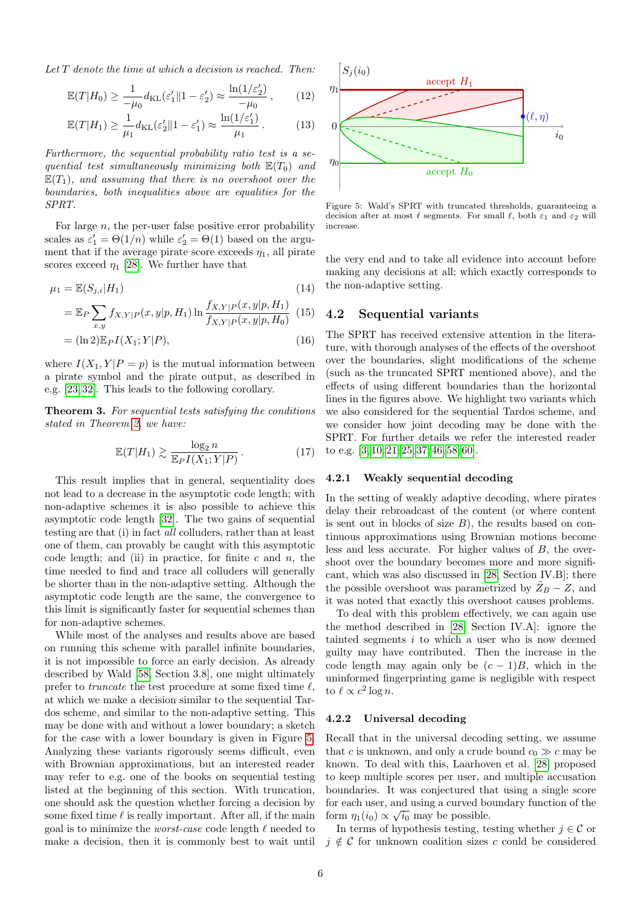*Let $T$ denote the time at which a decision is reached. Then:*

$$\mathbb{E}(T|H_0) \geq \frac{1}{-\mu_0} d_{\text{KL}}(\varepsilon_1' \| 1 - \varepsilon_2') \approx \frac{\ln(1/\varepsilon_2')}{-\mu_0}, \quad (12)$$

$$\mathbb{E}(T|H_1) \geq \frac{1}{\mu_1} d_{\text{KL}}(\varepsilon_2' \| 1 - \varepsilon_1') \approx \frac{\ln(1/\varepsilon_1')}{\mu_1}. \quad (13)$$

*Furthermore, the sequential probability ratio test is a sequential test simultaneously minimizing both $\mathbb{E}(T_0)$ and $\mathbb{E}(T_1)$, and assuming that there is no overshoot over the boundaries, both inequalities above are equalities for the SPRT.*

For large $n$, the per-user false positive error probability scales as $\varepsilon_1' = \Theta(1/n)$ while $\varepsilon_2' = \Theta(1)$ based on the argument that if the average pirate score exceeds $\eta_1$, all pirate scores exceed $\eta_1$ [28]. We further have that

$$\mu_1 = \mathbb{E}(S_{j,i}|H_1) \quad (14)$$

$$= \mathbb{E}_P \sum_{x,y} f_{X,Y|P}(x,y|p,H_1) \ln \frac{f_{X,Y|P}(x,y|p,H_1)}{f_{X,Y|P}(x,y|p,H_0)} \quad (15)$$

$$= (\ln 2) \mathbb{E}_P I(X_1; Y|P), \quad (16)$$

where $I(X_1, Y|P = p)$ is the mutual information between a pirate symbol and the pirate output, as described in e.g. [23, 32]. This leads to the following corollary.

**Theorem 3.** *For sequential tests satisfying the conditions stated in Theorem 2, we have:*

$$\mathbb{E}(T|H_1) \gtrsim \frac{\log_2 n}{\mathbb{E}_P I(X_1; Y|P)}. \quad (17)$$

This result implies that in general, sequentiality does not lead to a decrease in the asymptotic code length; with non-adaptive schemes it is also possible to achieve this asymptotic code length [32]. The two gains of sequential testing are that (i) in fact *all* colluders, rather than at least one of them, can provably be caught with this asymptotic code length; and (ii) in practice, for finite $c$ and $n$, the time needed to find and trace all colluders will generally be shorter than in the non-adaptive setting. Although the asymptotic code length are the same, the convergence to this limit is significantly faster for sequential schemes than for non-adaptive schemes.

While most of the analyses and results above are based on running this scheme with parallel infinite boundaries, it is not impossible to force an early decision. As already described by Wald [58, Section 3.8], one might ultimately prefer to *truncate* the test procedure at some fixed time $\ell$, at which we make a decision similar to the sequential Tardos scheme, and similar to the non-adaptive setting. This may be done with and without a lower boundary; a sketch for the case with a lower boundary is given in Figure 5. Analyzing these variants rigorously seems difficult, even with Brownian approximations, but an interested reader may refer to e.g. one of the books on sequential testing listed at the beginning of this section. With truncation, one should ask the question whether forcing a decision by some fixed time $\ell$ is really important. After all, if the main goal is to minimize the *worst-case* code length $\ell$ needed to make a decision, then it is commonly best to wait until the very end and to take all evidence into account before making any decisions at all; which exactly corresponds to the non-adaptive setting.

Figure 5: Wald's SPRT with truncated thresholds, guaranteeing a decision after at most $\ell$ segments. For small $\ell$, both $\varepsilon_1$ and $\varepsilon_2$ will increase.

## 4.2 Sequential variants

The SPRT has received extensive attention in the literature, with thorough analyses of the effects of the overshoot over the boundaries, slight modifications of the scheme (such as the truncated SPRT mentioned above), and the effects of using different boundaries than the horizontal lines in the figures above. We highlight two variants which we also considered for the sequential Tardos scheme, and we consider how joint decoding may be done with the SPRT. For further details we refer the interested reader to e.g. [3, 10, 21, 25, 37, 46, 58, 60].

### 4.2.1 Weakly sequential decoding

In the setting of weakly adaptive decoding, where pirates delay their rebroadcast of the content (or where content is sent out in blocks of size $B$), the results based on continuous approximations using Brownian motions become less and less accurate. For higher values of $B$, the overshoot over the boundary becomes more and more significant, which was also discussed in [28, Section IV.B]; there the possible overshoot was parametrized by $\tilde{Z}_B - Z$, and it was noted that exactly this overshoot causes problems.

To deal with this problem effectively, we can again use the method described in [28, Section IV.A]: ignore the tainted segments $i$ to which a user who is now deemed guilty may have contributed. Then the increase in the code length may again only be $(c-1)B$, which in the uninformed fingerprinting game is negligible with respect to $\ell \propto c^2 \log n$.

### 4.2.2 Universal decoding

Recall that in the universal decoding setting, we assume that $c$ is unknown, and only a crude bound $c_0 \gg c$ may be known. To deal with this, Laarhoven et al. [28] proposed to keep multiple scores per user, and multiple accusation boundaries. It was conjectured that using a single score for each user, and using a curved boundary function of the form $\eta_1(i_0) \propto \sqrt{i_0}$ may be possible.

In terms of hypothesis testing, testing whether $j \in \mathcal{C}$ or $j \notin \mathcal{C}$ for unknown coalition sizes $c$ could be considered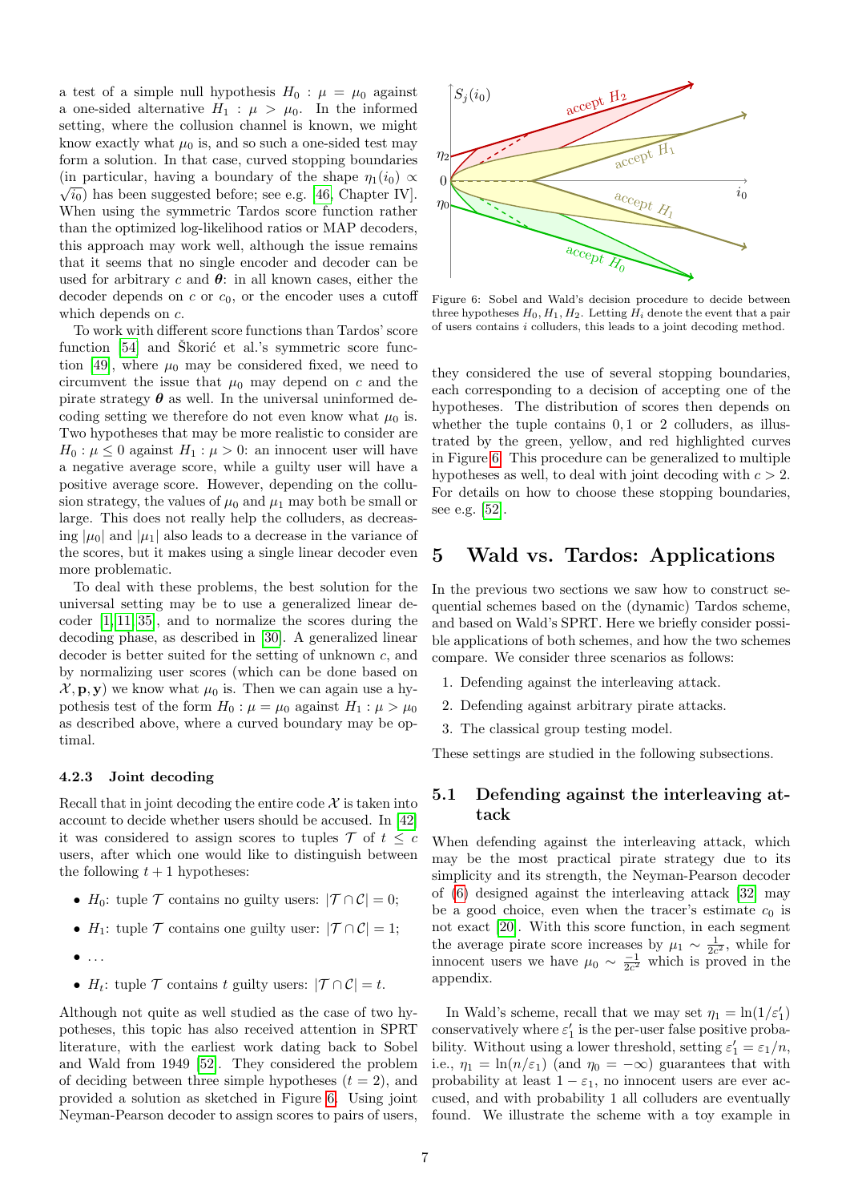a test of a simple null hypothesis $H_0 : \mu = \mu_0$ against a one-sided alternative $H_1 : \mu > \mu_0$. In the informed setting, where the collusion channel is known, we might know exactly what $\mu_0$ is, and so such a one-sided test may form a solution. In that case, curved stopping boundaries (in particular, having a boundary of the shape $\eta_1(i_0) \propto \sqrt{i_0}$) has been suggested before; see e.g. [46, Chapter IV]. When using the symmetric Tardos score function rather than the optimized log-likelihood ratios or MAP decoders, this approach may work well, although the issue remains that it seems that no single encoder and decoder can be used for arbitrary $c$ and $\boldsymbol{\theta}$: in all known cases, either the decoder depends on $c$ or $c_0$, or the encoder uses a cutoff which depends on $c$.

To work with different score functions than Tardos' score function [54] and Škorić et al.'s symmetric score function [49], where $\mu_0$ may be considered fixed, we need to circumvent the issue that $\mu_0$ may depend on $c$ and the pirate strategy $\boldsymbol{\theta}$ as well. In the universal uninformed decoding setting we therefore do not even know what $\mu_0$ is. Two hypotheses that may be more realistic to consider are $H_0 : \mu \leq 0$ against $H_1 : \mu > 0$: an innocent user will have a negative average score, while a guilty user will have a positive average score. However, depending on the collusion strategy, the values of $\mu_0$ and $\mu_1$ may both be small or large. This does not really help the colluders, as decreasing $|\mu_0|$ and $|\mu_1|$ also leads to a decrease in the variance of the scores, but it makes using a single linear decoder even more problematic.

To deal with these problems, the best solution for the universal setting may be to use a generalized linear decoder [1, 11, 35], and to normalize the scores during the decoding phase, as described in [30]. A generalized linear decoder is better suited for the setting of unknown $c$, and by normalizing user scores (which can be done based on $\mathcal{X}, \mathbf{p}, \mathbf{y}$) we know what $\mu_0$ is. Then we can again use a hypothesis test of the form $H_0 : \mu = \mu_0$ against $H_1 : \mu > \mu_0$ as described above, where a curved boundary may be optimal.

#### 4.2.3 Joint decoding

Recall that in joint decoding the entire code $\mathcal{X}$ is taken into account to decide whether users should be accused. In [42] it was considered to assign scores to tuples $\mathcal{T}$ of $t \leq c$ users, after which one would like to distinguish between the following $t + 1$ hypotheses:

- $H_0$: tuple $\mathcal{T}$ contains no guilty users: $|\mathcal{T} \cap \mathcal{C}| = 0$;
- $H_1$: tuple $\mathcal{T}$ contains one guilty user: $|\mathcal{T} \cap \mathcal{C}| = 1$;
- ...
- $H_t$: tuple $\mathcal{T}$ contains $t$ guilty users: $|\mathcal{T} \cap \mathcal{C}| = t$.

Although not quite as well studied as the case of two hypotheses, this topic has also received attention in SPRT literature, with the earliest work dating back to Sobel and Wald from 1949 [52]. They considered the problem of deciding between three simple hypotheses ($t = 2$), and provided a solution as sketched in Figure 6. Using joint Neyman-Pearson decoder to assign scores to pairs of users, they considered the use of several stopping boundaries, each corresponding to a decision of accepting one of the hypotheses. The distribution of scores then depends on whether the tuple contains $0, 1$ or $2$ colluders, as illustrated by the green, yellow, and red highlighted curves in Figure 6. This procedure can be generalized to multiple hypotheses as well, to deal with joint decoding with $c > 2$. For details on how to choose these stopping boundaries, see e.g. [52].

Figure 6: Sobel and Wald's decision procedure to decide between three hypotheses $H_0, H_1, H_2$. Letting $H_i$ denote the event that a pair of users contains $i$ colluders, this leads to a joint decoding method.

## 5 Wald vs. Tardos: Applications

In the previous two sections we saw how to construct sequential schemes based on the (dynamic) Tardos scheme, and based on Wald's SPRT. Here we briefly consider possible applications of both schemes, and how the two schemes compare. We consider three scenarios as follows:

1. Defending against the interleaving attack.
2. Defending against arbitrary pirate attacks.
3. The classical group testing model.

These settings are studied in the following subsections.

### 5.1 Defending against the interleaving attack

When defending against the interleaving attack, which may be the most practical pirate strategy due to its simplicity and its strength, the Neyman-Pearson decoder of (6) designed against the interleaving attack [32] may be a good choice, even when the tracer's estimate $c_0$ is not exact [20]. With this score function, in each segment the average pirate score increases by $\mu_1 \sim \frac{1}{2c^2}$, while for innocent users we have $\mu_0 \sim \frac{-1}{2c^2}$ which is proved in the appendix.

In Wald's scheme, recall that we may set $\eta_1 = \ln(1/\varepsilon_1')$ conservatively where $\varepsilon_1'$ is the per-user false positive probability. Without using a lower threshold, setting $\varepsilon_1' = \varepsilon_1/n$, i.e., $\eta_1 = \ln(n/\varepsilon_1)$ (and $\eta_0 = -\infty$) guarantees that with probability at least $1 - \varepsilon_1$, no innocent users are ever accused, and with probability 1 all colluders are eventually found. We illustrate the scheme with a toy example in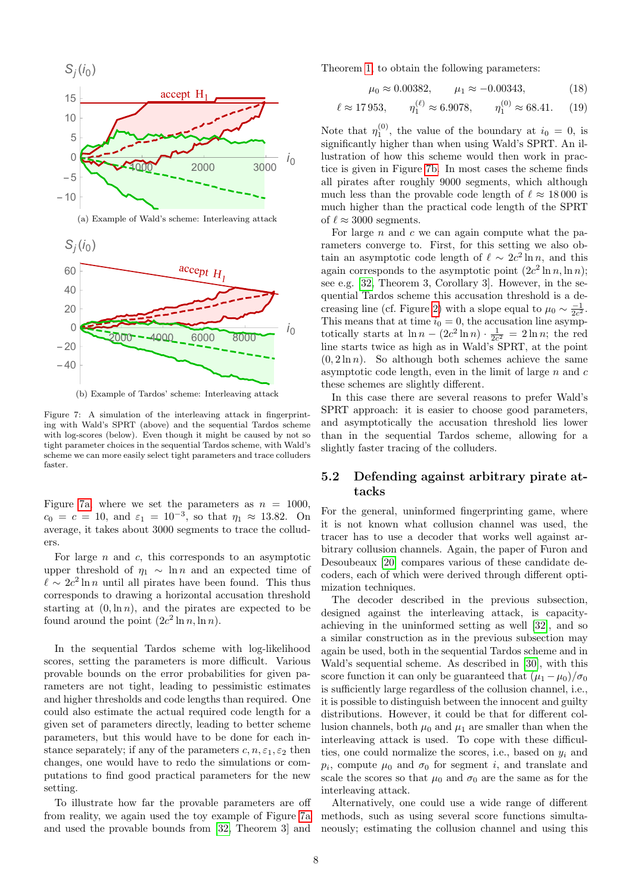(a) Example of Wald's scheme: Interleaving attack

(b) Example of Tardos' scheme: Interleaving attack

Figure 7: A simulation of the interleaving attack in fingerprinting with Wald's SPRT (above) and the sequential Tardos scheme with log-scores (below). Even though it might be caused by not so tight parameter choices in the sequential Tardos scheme, with Wald's scheme we can more easily select tight parameters and trace colluders faster.

Figure 7a, where we set the parameters as $n = 1000$, $c_0 = c = 10$, and $\varepsilon_1 = 10^{-3}$, so that $\eta_1 \approx 13.82$. On average, it takes about 3000 segments to trace the colluders.

For large $n$ and $c$, this corresponds to an asymptotic upper threshold of $\eta_1 \sim \ln n$ and an expected time of $\ell \sim 2c^2 \ln n$ until all pirates have been found. This thus corresponds to drawing a horizontal accusation threshold starting at $(0, \ln n)$, and the pirates are expected to be found around the point $(2c^2 \ln n, \ln n)$.

In the sequential Tardos scheme with log-likelihood scores, setting the parameters is more difficult. Various provable bounds on the error probabilities for given parameters are not tight, leading to pessimistic estimates and higher thresholds and code lengths than required. One could also estimate the actual required code length for a given set of parameters directly, leading to better scheme parameters, but this would have to be done for each instance separately; if any of the parameters $c, n, \varepsilon_1, \varepsilon_2$ then changes, one would have to redo the simulations or computations to find good practical parameters for the new setting.

To illustrate how far the provable parameters are off from reality, we again used the toy example of Figure 7a and used the provable bounds from [32, Theorem 3] and Theorem 1, to obtain the following parameters:

$$\mu_0 \approx 0.00382, \qquad \mu_1 \approx -0.00343, \tag{18}$$

$$\ell \approx 17\,953, \qquad \eta_1^{(\ell)} \approx 6.9078, \qquad \eta_1^{(0)} \approx 68.41. \tag{19}$$

Note that $\eta_1^{(0)}$, the value of the boundary at $i_0 = 0$, is significantly higher than when using Wald's SPRT. An illustration of how this scheme would then work in practice is given in Figure 7b. In most cases the scheme finds all pirates after roughly 9000 segments, which although much less than the provable code length of $\ell \approx 18\,000$ is much higher than the practical code length of the SPRT of $\ell \approx 3000$ segments.

For large $n$ and $c$ we can again compute what the parameters converge to. First, for this setting we also obtain an asymptotic code length of $\ell \sim 2c^2 \ln n$, and this again corresponds to the asymptotic point $(2c^2 \ln n, \ln n)$; see e.g. [32, Theorem 3, Corollary 3]. However, in the sequential Tardos scheme this accusation threshold is a decreasing line (cf. Figure 2) with a slope equal to $\mu_0 \sim \frac{-1}{2c^2}$. This means that at time $i_0 = 0$, the accusation line asymptotically starts at $\ln n - (2c^2 \ln n) \cdot \frac{1}{2c^2} = 2 \ln n$; the red line starts twice as high as in Wald's SPRT, at the point $(0, 2 \ln n)$. So although both schemes achieve the same asymptotic code length, even in the limit of large $n$ and $c$ these schemes are slightly different.

In this case there are several reasons to prefer Wald's SPRT approach: it is easier to choose good parameters, and asymptotically the accusation threshold lies lower than in the sequential Tardos scheme, allowing for a slightly faster tracing of the colluders.

## 5.2 Defending against arbitrary pirate attacks

For the general, uninformed fingerprinting game, where it is not known what collusion channel was used, the tracer has to use a decoder that works well against arbitrary collusion channels. Again, the paper of Furon and Desoubeaux [20] compares various of these candidate decoders, each of which were derived through different optimization techniques.

The decoder described in the previous subsection, designed against the interleaving attack, is capacity-achieving in the uninformed setting as well [32], and so a similar construction as in the previous subsection may again be used, both in the sequential Tardos scheme and in Wald's sequential scheme. As described in [30], with this score function it can only be guaranteed that $(\mu_1 - \mu_0)/\sigma_0$ is sufficiently large regardless of the collusion channel, i.e., it is possible to distinguish between the innocent and guilty distributions. However, it could be that for different collusion channels, both $\mu_0$ and $\mu_1$ are smaller than when the interleaving attack is used. To cope with these difficulties, one could normalize the scores, i.e., based on $y_i$ and $p_i$, compute $\mu_0$ and $\sigma_0$ for segment $i$, and translate and scale the scores so that $\mu_0$ and $\sigma_0$ are the same as for the interleaving attack.

Alternatively, one could use a wide range of different methods, such as using several score functions simultaneously; estimating the collusion channel and using this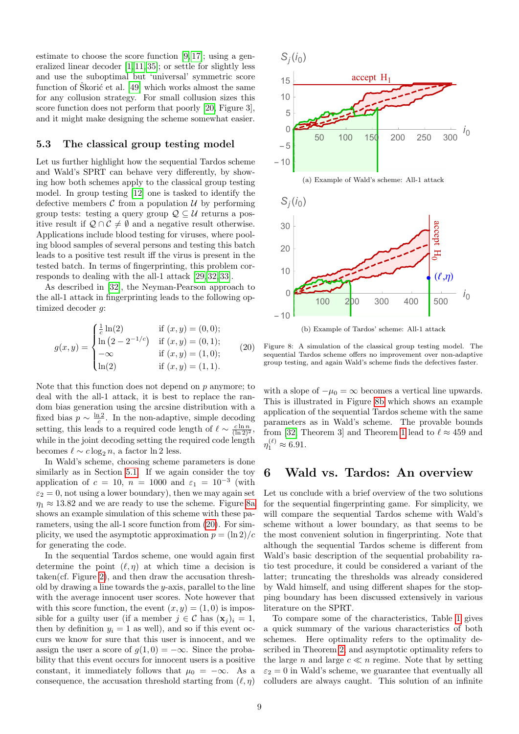estimate to choose the score function [9, 17]; using a generalized linear decoder [1, 11, 35]; or settle for slightly less and use the suboptimal but 'universal' symmetric score function of Škorić et al. [49] which works almost the same for any collusion strategy. For small collision sizes this score function does not perform that poorly [20, Figure 3], and it might make designing the scheme somewhat easier.

## 5.3 The classical group testing model

Let us further highlight how the sequential Tardos scheme and Wald's SPRT can behave very differently, by showing how both schemes apply to the classical group testing model. In group testing [12] one is tasked to identify the defective members $\mathcal{C}$ from a population $\mathcal{U}$ by performing group tests: testing a query group $\mathcal{Q} \subseteq \mathcal{U}$ returns a positive result if $\mathcal{Q} \cap \mathcal{C} \neq \emptyset$ and a negative result otherwise. Applications include blood testing for viruses, where pooling blood samples of several persons and testing this batch leads to a positive test result iff the virus is present in the tested batch. In terms of fingerprinting, this problem corresponds to dealing with the all-1 attack [29, 32, 33].

As described in [32], the Neyman-Pearson approach to the all-1 attack in fingerprinting leads to the following optimized decoder $g$:

$$g(x, y) = \begin{cases} \frac{1}{c}\ln(2) & \text{if } (x, y) = (0, 0); \\ \ln\left(2 - 2^{-1/c}\right) & \text{if } (x, y) = (0, 1); \\ -\infty & \text{if } (x, y) = (1, 0); \\ \ln(2) & \text{if } (x, y) = (1, 1). \end{cases} \qquad (20)$$

Note that this function does not depend on $p$ anymore; to deal with the all-1 attack, it is best to replace the random bias generation using the arcsine distribution with a fixed bias $p \sim \frac{\ln 2}{c}$. In the non-adaptive, simple decoding setting, this leads to a required code length of $\ell \sim \frac{c \ln n}{(\ln 2)^2}$, while in the joint decoding setting the required code length becomes $\ell \sim c \log_2 n$, a factor $\ln 2$ less.

In Wald's scheme, choosing scheme parameters is done similarly as in Section 5.1. If we again consider the toy application of $c = 10$, $n = 1000$ and $\varepsilon_1 = 10^{-3}$ (with $\varepsilon_2 = 0$, not using a lower boundary), then we may again set $\eta_1 \approx 13.82$ and we are ready to use the scheme. Figure 8a shows an example simulation of this scheme with these parameters, using the all-1 score function from (20). For simplicity, we used the asymptotic approximation $p = (\ln 2)/c$ for generating the code.

In the sequential Tardos scheme, one would again first determine the point $(\ell, \eta)$ at which time a decision is taken(cf. Figure 2), and then draw the accusation threshold by drawing a line towards the $y$-axis, parallel to the line with the average innocent user scores. Note however that with this score function, the event $(x, y) = (1, 0)$ is impossible for a guilty user (if a member $j \in \mathcal{C}$ has $(\mathbf{x}_j)_i = 1$, then by definition $y_i = 1$ as well), and so if this event occurs we know for sure that this user is innocent, and we assign the user a score of $g(1, 0) = -\infty$. Since the probability that this event occurs for innocent users is a positive constant, it immediately follows that $\mu_0 = -\infty$. As a consequence, the accusation threshold starting from $(\ell, \eta)$ with a slope of $-\mu_0 = \infty$ becomes a vertical line upwards. This is illustrated in Figure 8b which shows an example application of the sequential Tardos scheme with the same parameters as in Wald's scheme. The provable bounds from [32, Theorem 3] and Theorem 1 lead to $\ell \approx 459$ and $\eta_1^{(\ell)} \approx 6.91$.

(a) Example of Wald's scheme: All-1 attack

(b) Example of Tardos' scheme: All-1 attack

Figure 8: A simulation of the classical group testing model. The sequential Tardos scheme offers no improvement over non-adaptive group testing, and again Wald's scheme finds the defectives faster.

# 6 Wald vs. Tardos: An overview

Let us conclude with a brief overview of the two solutions for the sequential fingerprinting game. For simplicity, we will compare the sequential Tardos scheme with Wald's scheme without a lower boundary, as that seems to be the most convenient solution in fingerprinting. Note that although the sequential Tardos scheme is different from Wald's basic description of the sequential probability ratio test procedure, it could be considered a variant of the latter; truncating the thresholds was already considered by Wald himself, and using different shapes for the stopping boundary has been discussed extensively in various literature on the SPRT.

To compare some of the characteristics, Table 1 gives a quick summary of the various characteristics of both schemes. Here optimality refers to the optimality described in Theorem 2, and asymptotic optimality refers to the large $n$ and large $c \ll n$ regime. Note that by setting $\varepsilon_2 = 0$ in Wald's scheme, we guarantee that eventually all colluders are always caught. This solution of an infinite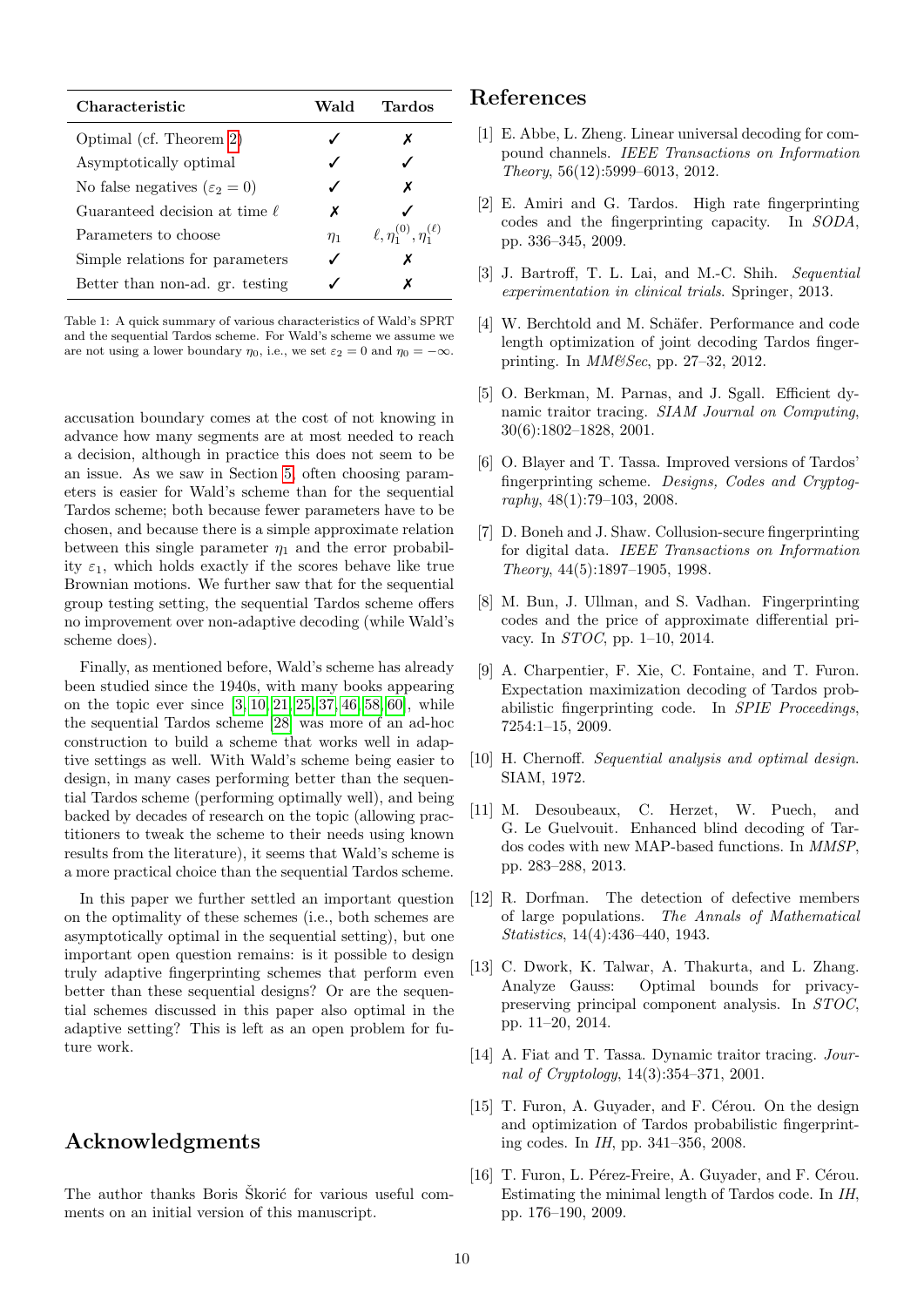| Characteristic | Wald | Tardos |
|---|---|---|
| Optimal (cf. Theorem 2) | ✓ | ✗ |
| Asymptotically optimal | ✓ | ✓ |
| No false negatives ($\varepsilon_2 = 0$) | ✓ | ✗ |
| Guaranteed decision at time $\ell$ | ✗ | ✓ |
| Parameters to choose | $\eta_1$ | $\ell, \eta_1^{(0)}, \eta_1^{(\ell)}$ |
| Simple relations for parameters | ✓ | ✗ |
| Better than non-ad. gr. testing | ✓ | ✗ |

Table 1: A quick summary of various characteristics of Wald's SPRT and the sequential Tardos scheme. For Wald's scheme we assume we are not using a lower boundary $\eta_0$, i.e., we set $\varepsilon_2 = 0$ and $\eta_0 = -\infty$.

accusation boundary comes at the cost of not knowing in advance how many segments are at most needed to reach a decision, although in practice this does not seem to be an issue. As we saw in Section 5, often choosing parameters is easier for Wald's scheme than for the sequential Tardos scheme; both because fewer parameters have to be chosen, and because there is a simple approximate relation between this single parameter $\eta_1$ and the error probability $\varepsilon_1$, which holds exactly if the scores behave like true Brownian motions. We further saw that for the sequential group testing setting, the sequential Tardos scheme offers no improvement over non-adaptive decoding (while Wald's scheme does).

Finally, as mentioned before, Wald's scheme has already been studied since the 1940s, with many books appearing on the topic ever since [3, 10, 21, 25, 37, 46, 58, 60], while the sequential Tardos scheme [28] was more of an ad-hoc construction to build a scheme that works well in adaptive settings as well. With Wald's scheme being easier to design, in many cases performing better than the sequential Tardos scheme (performing optimally well), and being backed by decades of research on the topic (allowing practitioners to tweak the scheme to their needs using known results from the literature), it seems that Wald's scheme is a more practical choice than the sequential Tardos scheme.

In this paper we further settled an important question on the optimality of these schemes (i.e., both schemes are asymptotically optimal in the sequential setting), but one important open question remains: is it possible to design truly adaptive fingerprinting schemes that perform even better than these sequential designs? Or are the sequential schemes discussed in this paper also optimal in the adaptive setting? This is left as an open problem for future work.

## Acknowledgments

The author thanks Boris Škorić for various useful comments on an initial version of this manuscript.

## References

[1] E. Abbe, L. Zheng. Linear universal decoding for compound channels. *IEEE Transactions on Information Theory*, 56(12):5999–6013, 2012.

[2] E. Amiri and G. Tardos. High rate fingerprinting codes and the fingerprinting capacity. In *SODA*, pp. 336–345, 2009.

[3] J. Bartroff, T. L. Lai, and M.-C. Shih. *Sequential experimentation in clinical trials*. Springer, 2013.

[4] W. Berchtold and M. Schäfer. Performance and code length optimization of joint decoding Tardos fingerprinting. In *MM&Sec*, pp. 27–32, 2012.

[5] O. Berkman, M. Parnas, and J. Sgall. Efficient dynamic traitor tracing. *SIAM Journal on Computing*, 30(6):1802–1828, 2001.

[6] O. Blayer and T. Tassa. Improved versions of Tardos' fingerprinting scheme. *Designs, Codes and Cryptography*, 48(1):79–103, 2008.

[7] D. Boneh and J. Shaw. Collusion-secure fingerprinting for digital data. *IEEE Transactions on Information Theory*, 44(5):1897–1905, 1998.

[8] M. Bun, J. Ullman, and S. Vadhan. Fingerprinting codes and the price of approximate differential privacy. In *STOC*, pp. 1–10, 2014.

[9] A. Charpentier, F. Xie, C. Fontaine, and T. Furon. Expectation maximization decoding of Tardos probabilistic fingerprinting code. In *SPIE Proceedings*, 7254:1–15, 2009.

[10] H. Chernoff. *Sequential analysis and optimal design*. SIAM, 1972.

[11] M. Desoubeaux, C. Herzet, W. Puech, and G. Le Guelvouit. Enhanced blind decoding of Tardos codes with new MAP-based functions. In *MMSP*, pp. 283–288, 2013.

[12] R. Dorfman. The detection of defective members of large populations. *The Annals of Mathematical Statistics*, 14(4):436–440, 1943.

[13] C. Dwork, K. Talwar, A. Thakurta, and L. Zhang. Analyze Gauss: Optimal bounds for privacy-preserving principal component analysis. In *STOC*, pp. 11–20, 2014.

[14] A. Fiat and T. Tassa. Dynamic traitor tracing. *Journal of Cryptology*, 14(3):354–371, 2001.

[15] T. Furon, A. Guyader, and F. Cérou. On the design and optimization of Tardos probabilistic fingerprinting codes. In *IH*, pp. 341–356, 2008.

[16] T. Furon, L. Pérez-Freire, A. Guyader, and F. Cérou. Estimating the minimal length of Tardos code. In *IH*, pp. 176–190, 2009.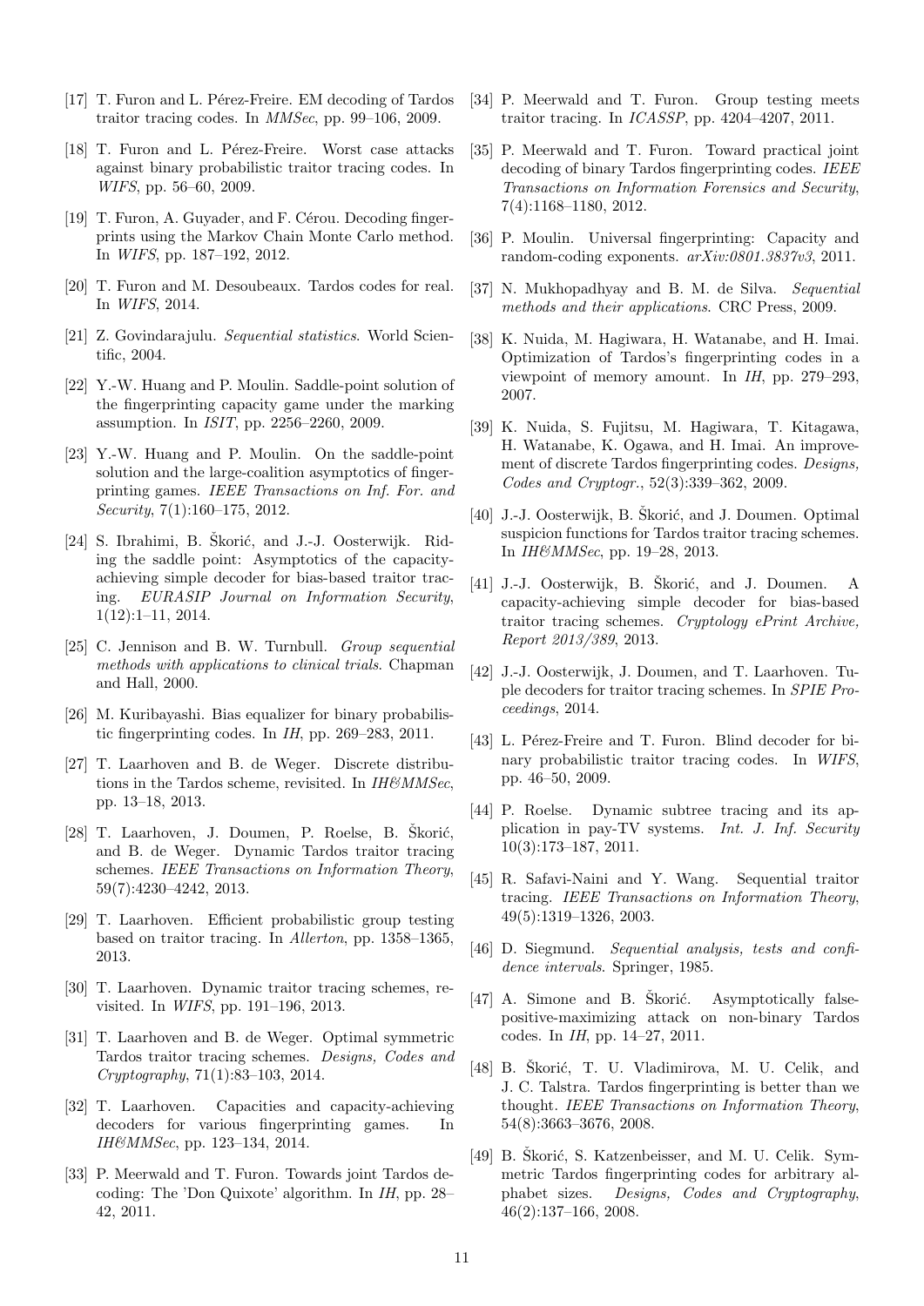[17] T. Furon and L. Pérez-Freire. EM decoding of Tardos traitor tracing codes. In *MMSec*, pp. 99–106, 2009.

[18] T. Furon and L. Pérez-Freire. Worst case attacks against binary probabilistic traitor tracing codes. In *WIFS*, pp. 56–60, 2009.

[19] T. Furon, A. Guyader, and F. Cérou. Decoding fingerprints using the Markov Chain Monte Carlo method. In *WIFS*, pp. 187–192, 2012.

[20] T. Furon and M. Desoubeaux. Tardos codes for real. In *WIFS*, 2014.

[21] Z. Govindarajulu. *Sequential statistics*. World Scientific, 2004.

[22] Y.-W. Huang and P. Moulin. Saddle-point solution of the fingerprinting capacity game under the marking assumption. In *ISIT*, pp. 2256–2260, 2009.

[23] Y.-W. Huang and P. Moulin. On the saddle-point solution and the large-coalition asymptotics of fingerprinting games. *IEEE Transactions on Inf. For. and Security*, 7(1):160–175, 2012.

[24] S. Ibrahimi, B. Škorić, and J.-J. Oosterwijk. Riding the saddle point: Asymptotics of the capacity-achieving simple decoder for bias-based traitor tracing. *EURASIP Journal on Information Security*, 1(12):1–11, 2014.

[25] C. Jennison and B. W. Turnbull. *Group sequential methods with applications to clinical trials*. Chapman and Hall, 2000.

[26] M. Kuribayashi. Bias equalizer for binary probabilistic fingerprinting codes. In *IH*, pp. 269–283, 2011.

[27] T. Laarhoven and B. de Weger. Discrete distributions in the Tardos scheme, revisited. In *IH&MMSec*, pp. 13–18, 2013.

[28] T. Laarhoven, J. Doumen, P. Roelse, B. Škorić, and B. de Weger. Dynamic Tardos traitor tracing schemes. *IEEE Transactions on Information Theory*, 59(7):4230–4242, 2013.

[29] T. Laarhoven. Efficient probabilistic group testing based on traitor tracing. In *Allerton*, pp. 1358–1365, 2013.

[30] T. Laarhoven. Dynamic traitor tracing schemes, revisited. In *WIFS*, pp. 191–196, 2013.

[31] T. Laarhoven and B. de Weger. Optimal symmetric Tardos traitor tracing schemes. *Designs, Codes and Cryptography*, 71(1):83–103, 2014.

[32] T. Laarhoven. Capacities and capacity-achieving decoders for various fingerprinting games. In *IH&MMSec*, pp. 123–134, 2014.

[33] P. Meerwald and T. Furon. Towards joint Tardos decoding: The 'Don Quixote' algorithm. In *IH*, pp. 28–42, 2011.

[34] P. Meerwald and T. Furon. Group testing meets traitor tracing. In *ICASSP*, pp. 4204–4207, 2011.

[35] P. Meerwald and T. Furon. Toward practical joint decoding of binary Tardos fingerprinting codes. *IEEE Transactions on Information Forensics and Security*, 7(4):1168–1180, 2012.

[36] P. Moulin. Universal fingerprinting: Capacity and random-coding exponents. *arXiv:0801.3837v3*, 2011.

[37] N. Mukhopadhyay and B. M. de Silva. *Sequential methods and their applications*. CRC Press, 2009.

[38] K. Nuida, M. Hagiwara, H. Watanabe, and H. Imai. Optimization of Tardos's fingerprinting codes in a viewpoint of memory amount. In *IH*, pp. 279–293, 2007.

[39] K. Nuida, S. Fujitsu, M. Hagiwara, T. Kitagawa, H. Watanabe, K. Ogawa, and H. Imai. An improvement of discrete Tardos fingerprinting codes. *Designs, Codes and Cryptogr.*, 52(3):339–362, 2009.

[40] J.-J. Oosterwijk, B. Škorić, and J. Doumen. Optimal suspicion functions for Tardos traitor tracing schemes. In *IH&MMSec*, pp. 19–28, 2013.

[41] J.-J. Oosterwijk, B. Škorić, and J. Doumen. A capacity-achieving simple decoder for bias-based traitor tracing schemes. *Cryptology ePrint Archive, Report 2013/389*, 2013.

[42] J.-J. Oosterwijk, J. Doumen, and T. Laarhoven. Tuple decoders for traitor tracing schemes. In *SPIE Proceedings*, 2014.

[43] L. Pérez-Freire and T. Furon. Blind decoder for binary probabilistic traitor tracing codes. In *WIFS*, pp. 46–50, 2009.

[44] P. Roelse. Dynamic subtree tracing and its application in pay-TV systems. *Int. J. Inf. Security* 10(3):173–187, 2011.

[45] R. Safavi-Naini and Y. Wang. Sequential traitor tracing. *IEEE Transactions on Information Theory*, 49(5):1319–1326, 2003.

[46] D. Siegmund. *Sequential analysis, tests and confidence intervals*. Springer, 1985.

[47] A. Simone and B. Škorić. Asymptotically false-positive-maximizing attack on non-binary Tardos codes. In *IH*, pp. 14–27, 2011.

[48] B. Škorić, T. U. Vladimirova, M. U. Celik, and J. C. Talstra. Tardos fingerprinting is better than we thought. *IEEE Transactions on Information Theory*, 54(8):3663–3676, 2008.

[49] B. Škorić, S. Katzenbeisser, and M. U. Celik. Symmetric Tardos fingerprinting codes for arbitrary alphabet sizes. *Designs, Codes and Cryptography*, 46(2):137–166, 2008.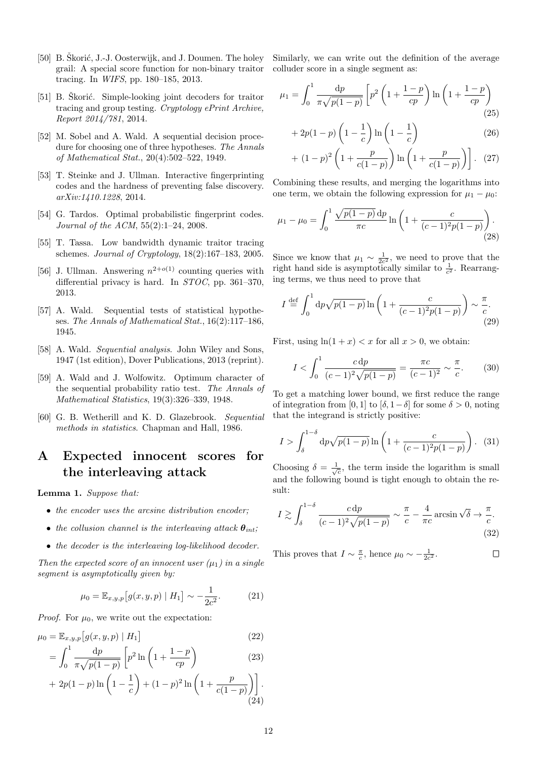[50] B. Škorić, J.-J. Oosterwijk, and J. Doumen. The holey grail: A special score function for non-binary traitor tracing. In *WIFS*, pp. 180–185, 2013.

[51] B. Škorić. Simple-looking joint decoders for traitor tracing and group testing. *Cryptology ePrint Archive, Report 2014/781*, 2014.

[52] M. Sobel and A. Wald. A sequential decision procedure for choosing one of three hypotheses. *The Annals of Mathematical Stat.*, 20(4):502–522, 1949.

[53] T. Steinke and J. Ullman. Interactive fingerprinting codes and the hardness of preventing false discovery. *arXiv:1410.1228*, 2014.

[54] G. Tardos. Optimal probabilistic fingerprint codes. *Journal of the ACM*, 55(2):1–24, 2008.

[55] T. Tassa. Low bandwidth dynamic traitor tracing schemes. *Journal of Cryptology*, 18(2):167–183, 2005.

[56] J. Ullman. Answering $n^{2+o(1)}$ counting queries with differential privacy is hard. In *STOC*, pp. 361–370, 2013.

[57] A. Wald. Sequential tests of statistical hypotheses. *The Annals of Mathematical Stat.*, 16(2):117–186, 1945.

[58] A. Wald. *Sequential analysis*. John Wiley and Sons, 1947 (1st edition), Dover Publications, 2013 (reprint).

[59] A. Wald and J. Wolfowitz. Optimum character of the sequential probability ratio test. *The Annals of Mathematical Statistics*, 19(3):326–339, 1948.

[60] G. B. Wetherill and K. D. Glazebrook. *Sequential methods in statistics*. Chapman and Hall, 1986.

# A Expected innocent scores for the interleaving attack

**Lemma 1.** *Suppose that:*

- *the encoder uses the arcsine distribution encoder;*
- *the collusion channel is the interleaving attack $\boldsymbol{\theta}_{int}$;*
- *the decoder is the interleaving log-likelihood decoder.*

*Then the expected score of an innocent user ($\mu_1$) in a single segment is asymptotically given by:*

$$\mu_0 = \mathbb{E}_{x,y,p}\big[g(x,y,p) \mid H_1\big] \sim -\frac{1}{2c^2}. \tag{21}$$

*Proof.* For $\mu_0$, we write out the expectation:

$$\mu_0 = \mathbb{E}_{x,y,p}\big[g(x,y,p) \mid H_1\big] \tag{22}$$

$$= \int_0^1 \frac{\mathrm{d}p}{\pi\sqrt{p(1-p)}} \left[p^2 \ln\left(1 + \frac{1-p}{cp}\right)\right. \tag{23}$$

$$\left. + \; 2p(1-p)\ln\left(1 - \frac{1}{c}\right) + (1-p)^2 \ln\left(1 + \frac{p}{c(1-p)}\right)\right]. \tag{24}$$

Similarly, we can write out the definition of the average colluder score in a single segment as:

$$\mu_1 = \int_0^1 \frac{\mathrm{d}p}{\pi\sqrt{p(1-p)}} \left[p^2\left(1 + \frac{1-p}{cp}\right)\ln\left(1 + \frac{1-p}{cp}\right)\right. \tag{25}$$

$$+ \; 2p(1-p)\left(1 - \frac{1}{c}\right)\ln\left(1 - \frac{1}{c}\right) \tag{26}$$

$$\left. + \; (1-p)^2\left(1 + \frac{p}{c(1-p)}\right)\ln\left(1 + \frac{p}{c(1-p)}\right)\right]. \tag{27}$$

Combining these results, and merging the logarithms into one term, we obtain the following expression for $\mu_1 - \mu_0$:

$$\mu_1 - \mu_0 = \int_0^1 \frac{\sqrt{p(1-p)}\,\mathrm{d}p}{\pi c} \ln\left(1 + \frac{c}{(c-1)^2 p(1-p)}\right). \tag{28}$$

Since we know that $\mu_1 \sim \frac{1}{2c^2}$, we need to prove that the right hand side is asymptotically similar to $\frac{1}{c^2}$. Rearranging terms, we thus need to prove that

$$I \stackrel{\text{def}}{=} \int_0^1 \mathrm{d}p\sqrt{p(1-p)} \ln\left(1 + \frac{c}{(c-1)^2 p(1-p)}\right) \sim \frac{\pi}{c}. \tag{29}$$

First, using $\ln(1+x) < x$ for all $x > 0$, we obtain:

$$I < \int_0^1 \frac{c\,\mathrm{d}p}{(c-1)^2\sqrt{p(1-p)}} = \frac{\pi c}{(c-1)^2} \sim \frac{\pi}{c}. \tag{30}$$

To get a matching lower bound, we first reduce the range of integration from $[0,1]$ to $[\delta, 1-\delta]$ for some $\delta > 0$, noting that the integrand is strictly positive:

$$I > \int_\delta^{1-\delta} \mathrm{d}p\sqrt{p(1-p)} \ln\left(1 + \frac{c}{(c-1)^2 p(1-p)}\right). \tag{31}$$

Choosing $\delta = \frac{1}{\sqrt{c}}$, the term inside the logarithm is small and the following bound is tight enough to obtain the result:

$$I \gtrsim \int_\delta^{1-\delta} \frac{c\,\mathrm{d}p}{(c-1)^2\sqrt{p(1-p)}} \sim \frac{\pi}{c} - \frac{4}{\pi c}\arcsin\sqrt{\delta} \to \frac{\pi}{c}. \tag{32}$$

This proves that $I \sim \frac{\pi}{c}$, hence $\mu_0 \sim -\frac{1}{2c^2}$. □